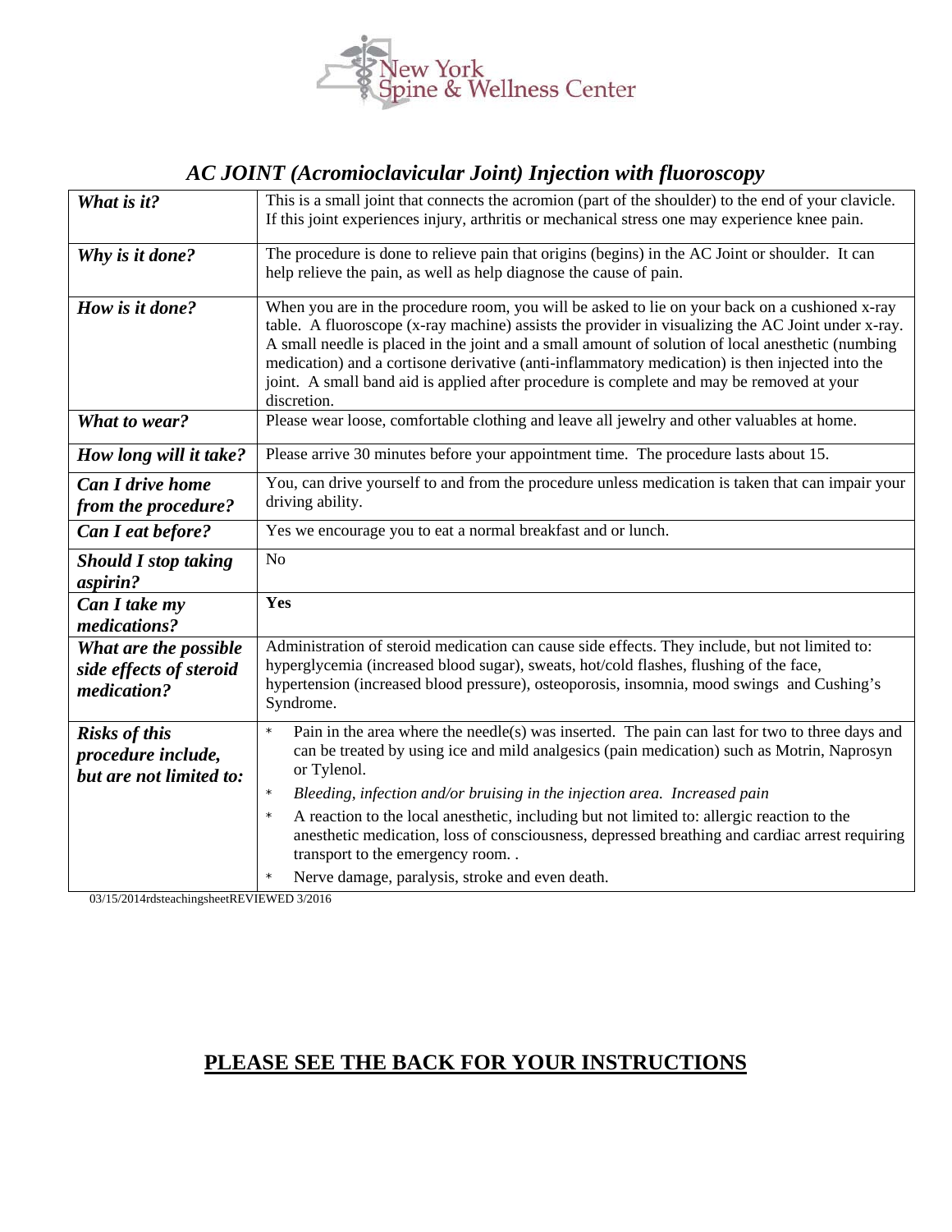New York Spine & Wellness Center

## *AC JOINT (Acromioclavicular Joint) Injection with fluoroscopy*

| | |
|---|---|
| ***What is it?*** | This is a small joint that connects the acromion (part of the shoulder) to the end of your clavicle. If this joint experiences injury, arthritis or mechanical stress one may experience knee pain. |
| ***Why is it done?*** | The procedure is done to relieve pain that origins (begins) in the AC Joint or shoulder. It can help relieve the pain, as well as help diagnose the cause of pain. |
| ***How is it done?*** | When you are in the procedure room, you will be asked to lie on your back on a cushioned x-ray table. A fluoroscope (x-ray machine) assists the provider in visualizing the AC Joint under x-ray. A small needle is placed in the joint and a small amount of solution of local anesthetic (numbing medication) and a cortisone derivative (anti-inflammatory medication) is then injected into the joint. A small band aid is applied after procedure is complete and may be removed at your discretion. |
| ***What to wear?*** | Please wear loose, comfortable clothing and leave all jewelry and other valuables at home. |
| ***How long will it take?*** | Please arrive 30 minutes before your appointment time. The procedure lasts about 15. |
| ***Can I drive home from the procedure?*** | You, can drive yourself to and from the procedure unless medication is taken that can impair your driving ability. |
| ***Can I eat before?*** | Yes we encourage you to eat a normal breakfast and or lunch. |
| ***Should I stop taking aspirin?*** | No |
| ***Can I take my medications?*** | **Yes** |
| ***What are the possible side effects of steroid medication?*** | Administration of steroid medication can cause side effects. They include, but not limited to: hyperglycemia (increased blood sugar), sweats, hot/cold flashes, flushing of the face, hypertension (increased blood pressure), osteoporosis, insomnia, mood swings and Cushing's Syndrome. |
| ***Risks of this procedure include, but are not limited to:*** | * Pain in the area where the needle(s) was inserted. The pain can last for two to three days and can be treated by using ice and mild analgesics (pain medication) such as Motrin, Naprosyn or Tylenol.<br>* *Bleeding, infection and/or bruising in the injection area. Increased pain*<br>* A reaction to the local anesthetic, including but not limited to: allergic reaction to the anesthetic medication, loss of consciousness, depressed breathing and cardiac arrest requiring transport to the emergency room. .<br>* Nerve damage, paralysis, stroke and even death. |

03/15/2014rdsteachingsheetREVIEWED 3/2016

**PLEASE SEE THE BACK FOR YOUR INSTRUCTIONS**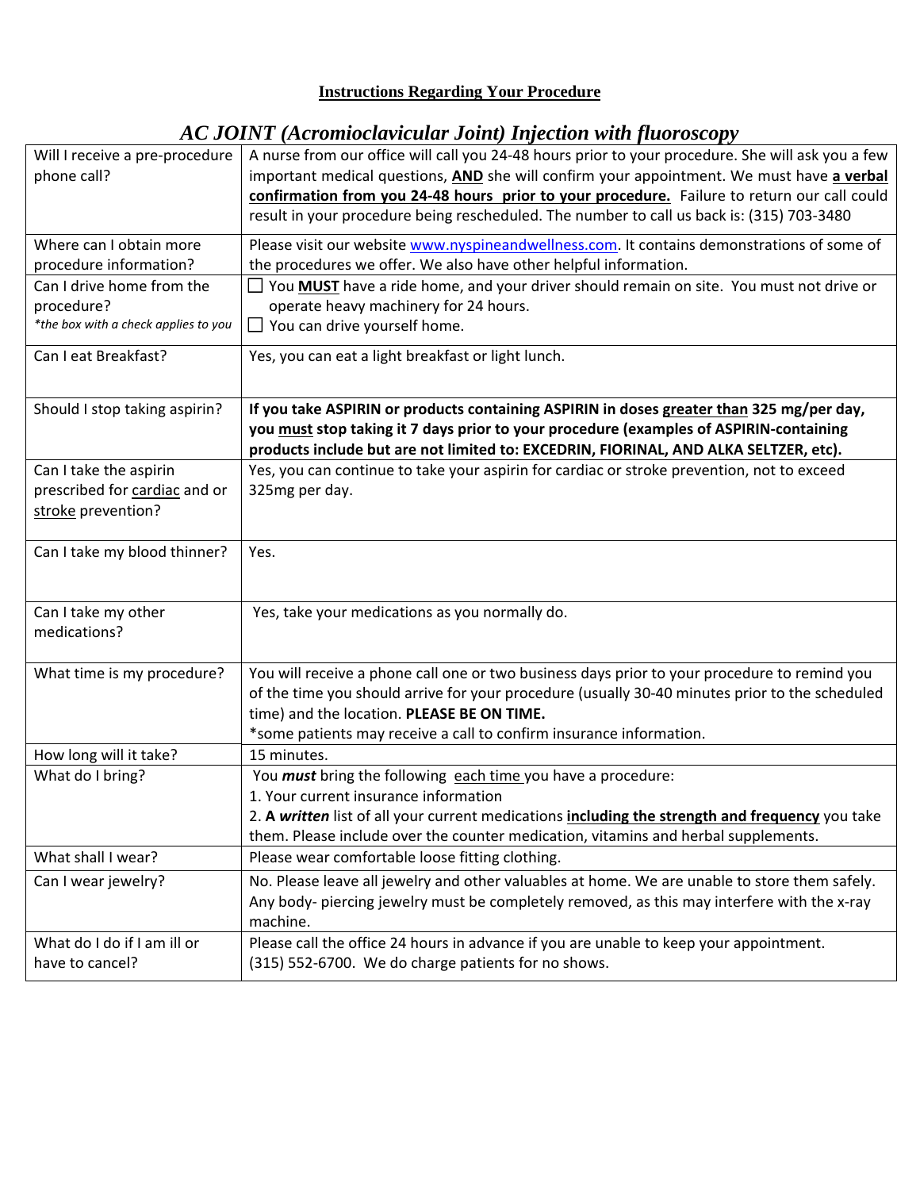**Instructions Regarding Your Procedure**

## *AC JOINT (Acromioclavicular Joint) Injection with fluoroscopy*

| | |
|---|---|
| Will I receive a pre-procedure phone call? | A nurse from our office will call you 24-48 hours prior to your procedure. She will ask you a few important medical questions, **AND** she will confirm your appointment. We must have **a verbal confirmation from you 24-48 hours prior to your procedure.** Failure to return our call could result in your procedure being rescheduled. The number to call us back is: (315) 703-3480 |
| Where can I obtain more procedure information? | Please visit our website www.nyspineandwellness.com. It contains demonstrations of some of the procedures we offer. We also have other helpful information. |
| Can I drive home from the procedure?<br>*\*the box with a check applies to you* | ☐ You **MUST** have a ride home, and your driver should remain on site. You must not drive or operate heavy machinery for 24 hours.<br>☐ You can drive yourself home. |
| Can I eat Breakfast? | Yes, you can eat a light breakfast or light lunch. |
| Should I stop taking aspirin? | **If you take ASPIRIN or products containing ASPIRIN in doses greater than 325 mg/per day, you must stop taking it 7 days prior to your procedure (examples of ASPIRIN-containing products include but are not limited to: EXCEDRIN, FIORINAL, AND ALKA SELTZER, etc).** |
| Can I take the aspirin prescribed for cardiac and or stroke prevention? | Yes, you can continue to take your aspirin for cardiac or stroke prevention, not to exceed 325mg per day. |
| Can I take my blood thinner? | Yes. |
| Can I take my other medications? | Yes, take your medications as you normally do. |
| What time is my procedure? | You will receive a phone call one or two business days prior to your procedure to remind you of the time you should arrive for your procedure (usually 30-40 minutes prior to the scheduled time) and the location. **PLEASE BE ON TIME.**<br>\*some patients may receive a call to confirm insurance information. |
| How long will it take? | 15 minutes. |
| What do I bring? | You ***must*** bring the following each time you have a procedure:<br>1. Your current insurance information<br>2. **A *written*** list of all your current medications **including the strength and frequency** you take them. Please include over the counter medication, vitamins and herbal supplements. |
| What shall I wear? | Please wear comfortable loose fitting clothing. |
| Can I wear jewelry? | No. Please leave all jewelry and other valuables at home. We are unable to store them safely. Any body- piercing jewelry must be completely removed, as this may interfere with the x-ray machine. |
| What do I do if I am ill or have to cancel? | Please call the office 24 hours in advance if you are unable to keep your appointment. (315) 552-6700. We do charge patients for no shows. |